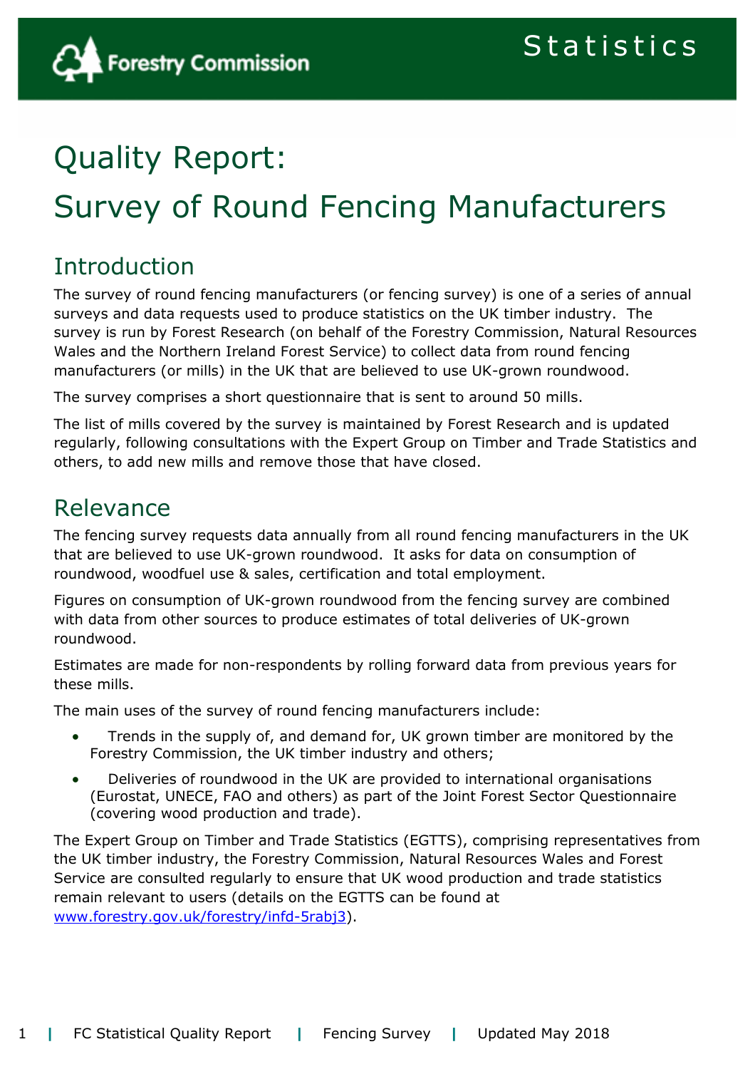# Quality Report:
# Survey of Round Fencing Manufacturers

## Introduction

The survey of round fencing manufacturers (or fencing survey) is one of a series of annual surveys and data requests used to produce statistics on the UK timber industry. The survey is run by Forest Research (on behalf of the Forestry Commission, Natural Resources Wales and the Northern Ireland Forest Service) to collect data from round fencing manufacturers (or mills) in the UK that are believed to use UK-grown roundwood.

The survey comprises a short questionnaire that is sent to around 50 mills.

The list of mills covered by the survey is maintained by Forest Research and is updated regularly, following consultations with the Expert Group on Timber and Trade Statistics and others, to add new mills and remove those that have closed.

## Relevance

The fencing survey requests data annually from all round fencing manufacturers in the UK that are believed to use UK-grown roundwood. It asks for data on consumption of roundwood, woodfuel use & sales, certification and total employment.

Figures on consumption of UK-grown roundwood from the fencing survey are combined with data from other sources to produce estimates of total deliveries of UK-grown roundwood.

Estimates are made for non-respondents by rolling forward data from previous years for these mills.

The main uses of the survey of round fencing manufacturers include:

- Trends in the supply of, and demand for, UK grown timber are monitored by the Forestry Commission, the UK timber industry and others;
- Deliveries of roundwood in the UK are provided to international organisations (Eurostat, UNECE, FAO and others) as part of the Joint Forest Sector Questionnaire (covering wood production and trade).

The Expert Group on Timber and Trade Statistics (EGTTS), comprising representatives from the UK timber industry, the Forestry Commission, Natural Resources Wales and Forest Service are consulted regularly to ensure that UK wood production and trade statistics remain relevant to users (details on the EGTTS can be found at www.forestry.gov.uk/forestry/infd-5rabj3).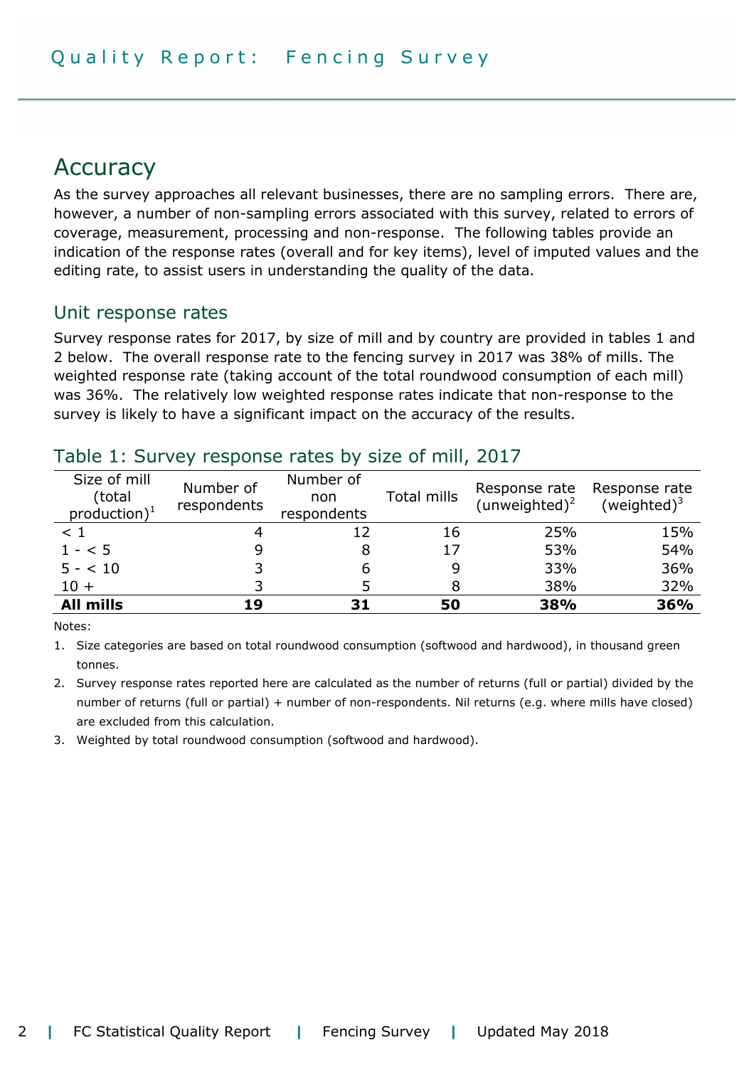## Accuracy

As the survey approaches all relevant businesses, there are no sampling errors. There are, however, a number of non-sampling errors associated with this survey, related to errors of coverage, measurement, processing and non-response. The following tables provide an indication of the response rates (overall and for key items), level of imputed values and the editing rate, to assist users in understanding the quality of the data.

### Unit response rates

Survey response rates for 2017, by size of mill and by country are provided in tables 1 and 2 below. The overall response rate to the fencing survey in 2017 was 38% of mills. The weighted response rate (taking account of the total roundwood consumption of each mill) was 36%. The relatively low weighted response rates indicate that non-response to the survey is likely to have a significant impact on the accuracy of the results.

### Table 1: Survey response rates by size of mill, 2017

| Size of mill (total production)[1] | Number of respondents | Number of non respondents | Total mills | Response rate (unweighted)[2] | Response rate (weighted)[3] |
|---|---|---|---|---|---|
| < 1 | 4 | 12 | 16 | 25% | 15% |
| 1 - < 5 | 9 | 8 | 17 | 53% | 54% |
| 5 - < 10 | 3 | 6 | 9 | 33% | 36% |
| 10 + | 3 | 5 | 8 | 38% | 32% |
| **All mills** | **19** | **31** | **50** | **38%** | **36%** |

Notes:

1. Size categories are based on total roundwood consumption (softwood and hardwood), in thousand green tonnes.
2. Survey response rates reported here are calculated as the number of returns (full or partial) divided by the number of returns (full or partial) + number of non-respondents. Nil returns (e.g. where mills have closed) are excluded from this calculation.
3. Weighted by total roundwood consumption (softwood and hardwood).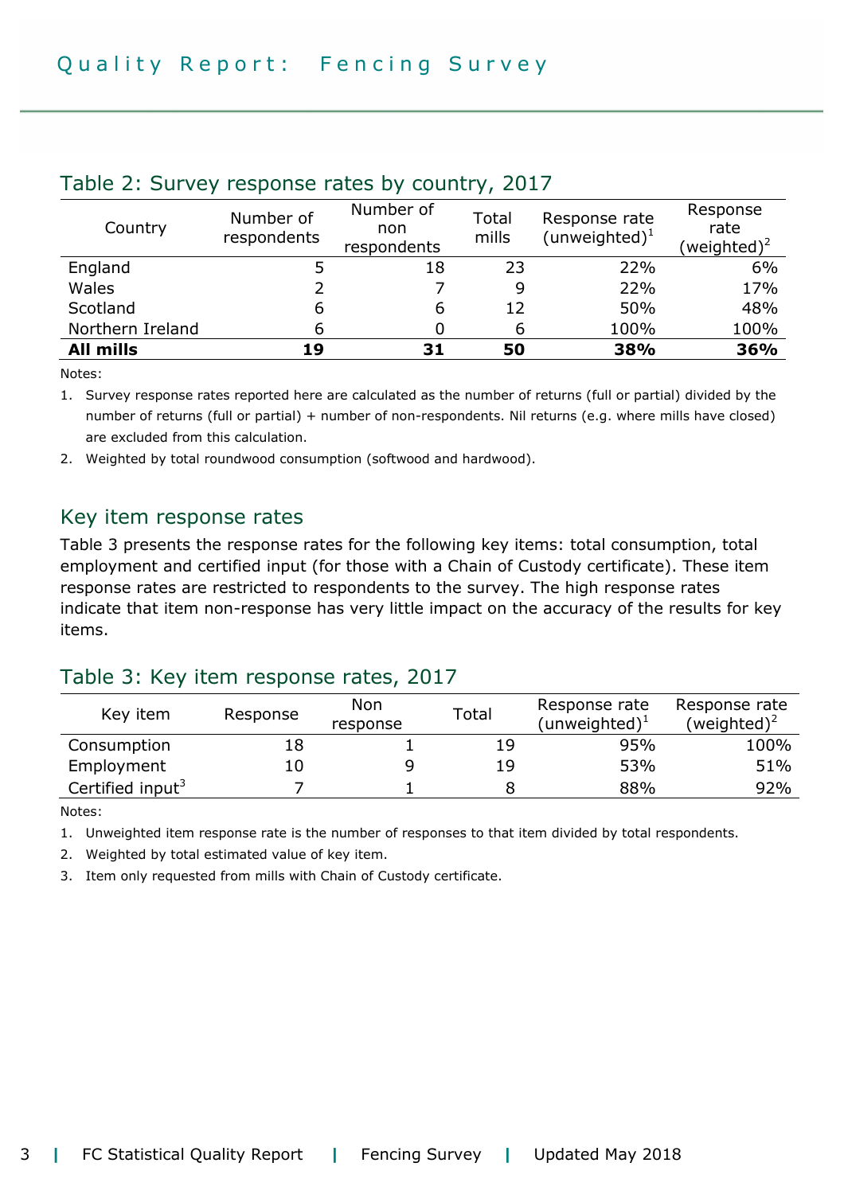## Table 2: Survey response rates by country, 2017

| Country | Number of respondents | Number of non respondents | Total mills | Response rate (unweighted)[1] | Response rate (weighted)[2] |
|---|---|---|---|---|---|
| England | 5 | 18 | 23 | 22% | 6% |
| Wales | 2 | 7 | 9 | 22% | 17% |
| Scotland | 6 | 6 | 12 | 50% | 48% |
| Northern Ireland | 6 | 0 | 6 | 100% | 100% |
| **All mills** | **19** | **31** | **50** | **38%** | **36%** |

Notes:

1. Survey response rates reported here are calculated as the number of returns (full or partial) divided by the number of returns (full or partial) + number of non-respondents. Nil returns (e.g. where mills have closed) are excluded from this calculation.
2. Weighted by total roundwood consumption (softwood and hardwood).

## Key item response rates

Table 3 presents the response rates for the following key items: total consumption, total employment and certified input (for those with a Chain of Custody certificate). These item response rates are restricted to respondents to the survey. The high response rates indicate that item non-response has very little impact on the accuracy of the results for key items.

## Table 3: Key item response rates, 2017

| Key item | Response | Non response | Total | Response rate (unweighted)[1] | Response rate (weighted)[2] |
|---|---|---|---|---|---|
| Consumption | 18 | 1 | 19 | 95% | 100% |
| Employment | 10 | 9 | 19 | 53% | 51% |
| Certified input[3] | 7 | 1 | 8 | 88% | 92% |

Notes:

1. Unweighted item response rate is the number of responses to that item divided by total respondents.
2. Weighted by total estimated value of key item.
3. Item only requested from mills with Chain of Custody certificate.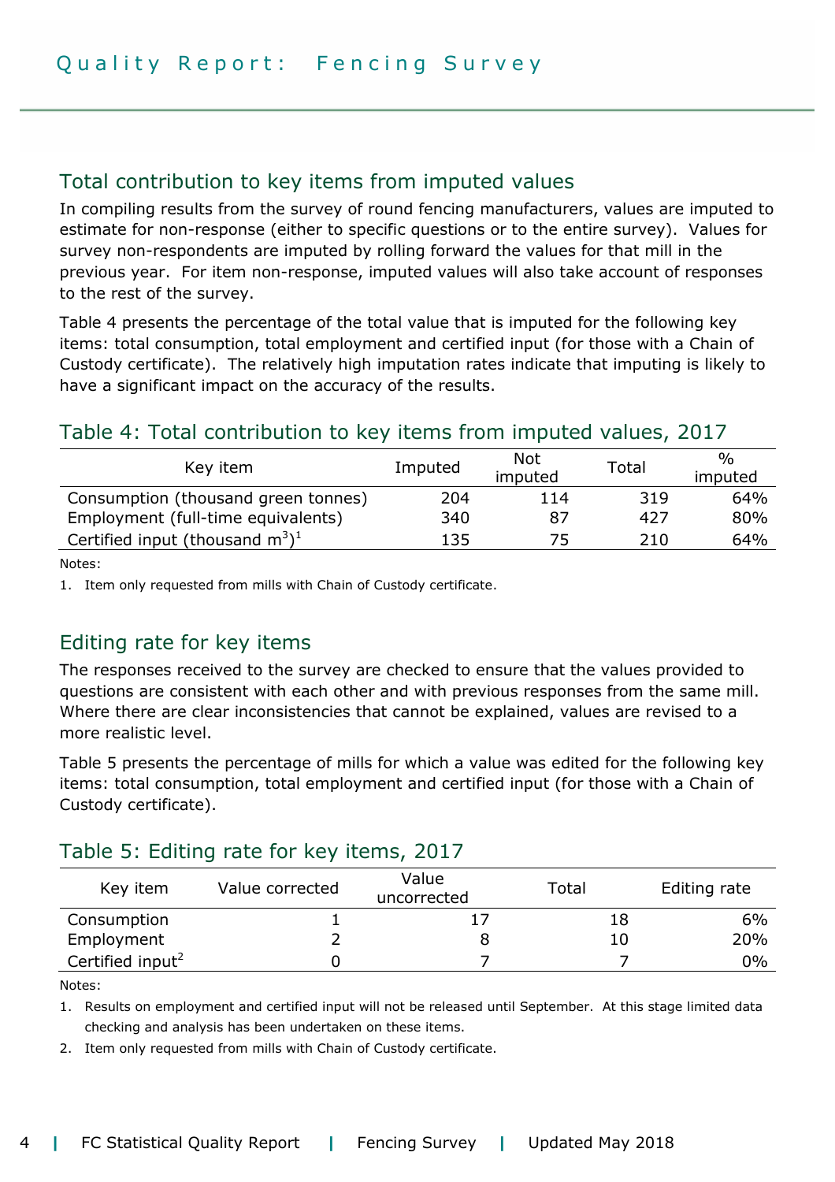## Total contribution to key items from imputed values

In compiling results from the survey of round fencing manufacturers, values are imputed to estimate for non-response (either to specific questions or to the entire survey). Values for survey non-respondents are imputed by rolling forward the values for that mill in the previous year. For item non-response, imputed values will also take account of responses to the rest of the survey.

Table 4 presents the percentage of the total value that is imputed for the following key items: total consumption, total employment and certified input (for those with a Chain of Custody certificate). The relatively high imputation rates indicate that imputing is likely to have a significant impact on the accuracy of the results.

### Table 4: Total contribution to key items from imputed values, 2017

| Key item | Imputed | Not imputed | Total | % imputed |
|---|---|---|---|---|
| Consumption (thousand green tonnes) | 204 | 114 | 319 | 64% |
| Employment (full-time equivalents) | 340 | 87 | 427 | 80% |
| Certified input (thousand $m^3$)[1] | 135 | 75 | 210 | 64% |

Notes:

1. Item only requested from mills with Chain of Custody certificate.

## Editing rate for key items

The responses received to the survey are checked to ensure that the values provided to questions are consistent with each other and with previous responses from the same mill. Where there are clear inconsistencies that cannot be explained, values are revised to a more realistic level.

Table 5 presents the percentage of mills for which a value was edited for the following key items: total consumption, total employment and certified input (for those with a Chain of Custody certificate).

### Table 5: Editing rate for key items, 2017

| Key item | Value corrected | Value uncorrected | Total | Editing rate |
|---|---|---|---|---|
| Consumption | 1 | 17 | 18 | 6% |
| Employment | 2 | 8 | 10 | 20% |
| Certified input[2] | 0 | 7 | 7 | 0% |

Notes:

1. Results on employment and certified input will not be released until September. At this stage limited data checking and analysis has been undertaken on these items.
2. Item only requested from mills with Chain of Custody certificate.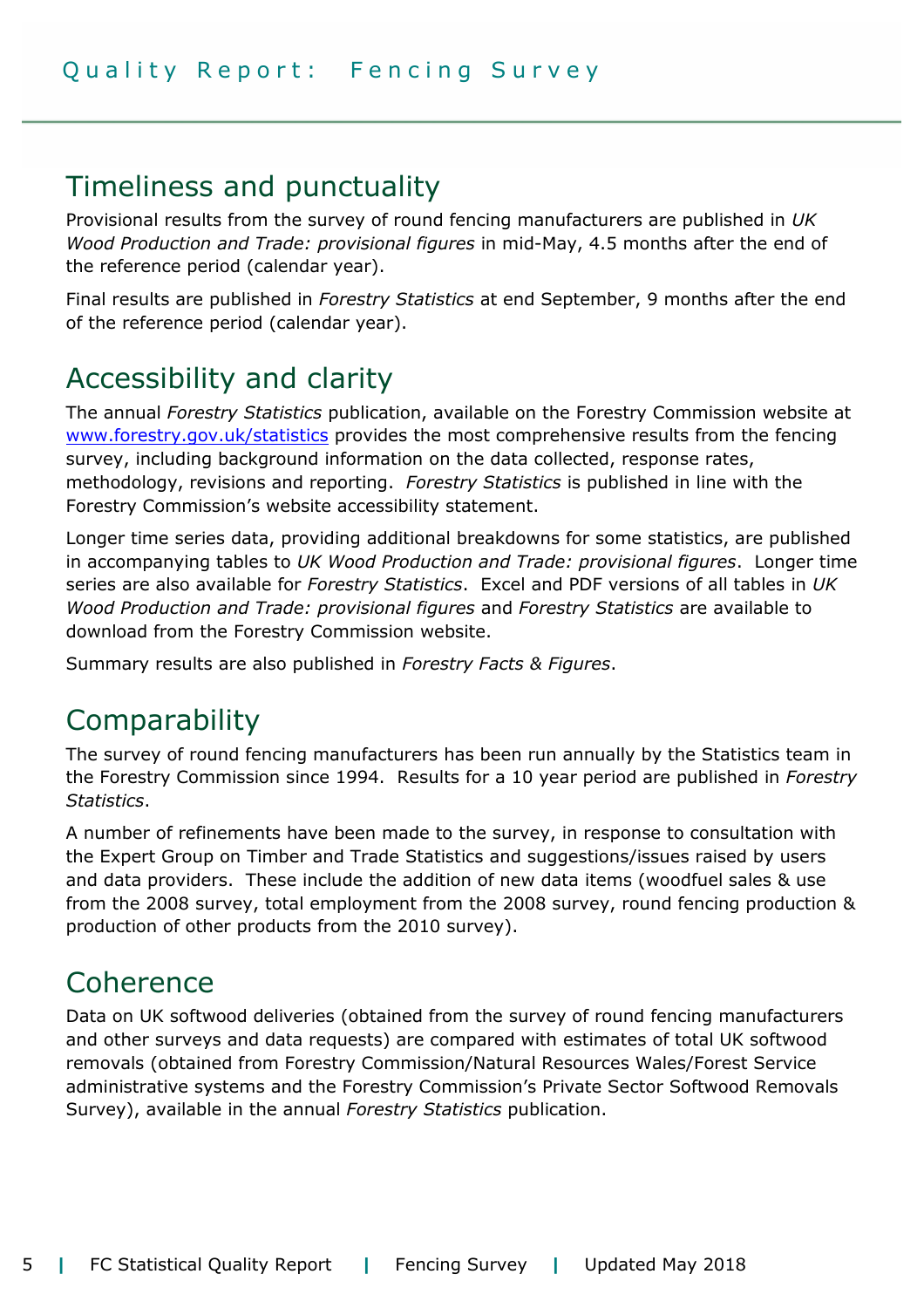## Timeliness and punctuality

Provisional results from the survey of round fencing manufacturers are published in *UK Wood Production and Trade: provisional figures* in mid-May, 4.5 months after the end of the reference period (calendar year).

Final results are published in *Forestry Statistics* at end September, 9 months after the end of the reference period (calendar year).

## Accessibility and clarity

The annual *Forestry Statistics* publication, available on the Forestry Commission website at [www.forestry.gov.uk/statistics](www.forestry.gov.uk/statistics) provides the most comprehensive results from the fencing survey, including background information on the data collected, response rates, methodology, revisions and reporting. *Forestry Statistics* is published in line with the Forestry Commission's website accessibility statement.

Longer time series data, providing additional breakdowns for some statistics, are published in accompanying tables to *UK Wood Production and Trade: provisional figures*. Longer time series are also available for *Forestry Statistics*. Excel and PDF versions of all tables in *UK Wood Production and Trade: provisional figures* and *Forestry Statistics* are available to download from the Forestry Commission website.

Summary results are also published in *Forestry Facts & Figures*.

## Comparability

The survey of round fencing manufacturers has been run annually by the Statistics team in the Forestry Commission since 1994. Results for a 10 year period are published in *Forestry Statistics*.

A number of refinements have been made to the survey, in response to consultation with the Expert Group on Timber and Trade Statistics and suggestions/issues raised by users and data providers. These include the addition of new data items (woodfuel sales & use from the 2008 survey, total employment from the 2008 survey, round fencing production & production of other products from the 2010 survey).

## Coherence

Data on UK softwood deliveries (obtained from the survey of round fencing manufacturers and other surveys and data requests) are compared with estimates of total UK softwood removals (obtained from Forestry Commission/Natural Resources Wales/Forest Service administrative systems and the Forestry Commission's Private Sector Softwood Removals Survey), available in the annual *Forestry Statistics* publication.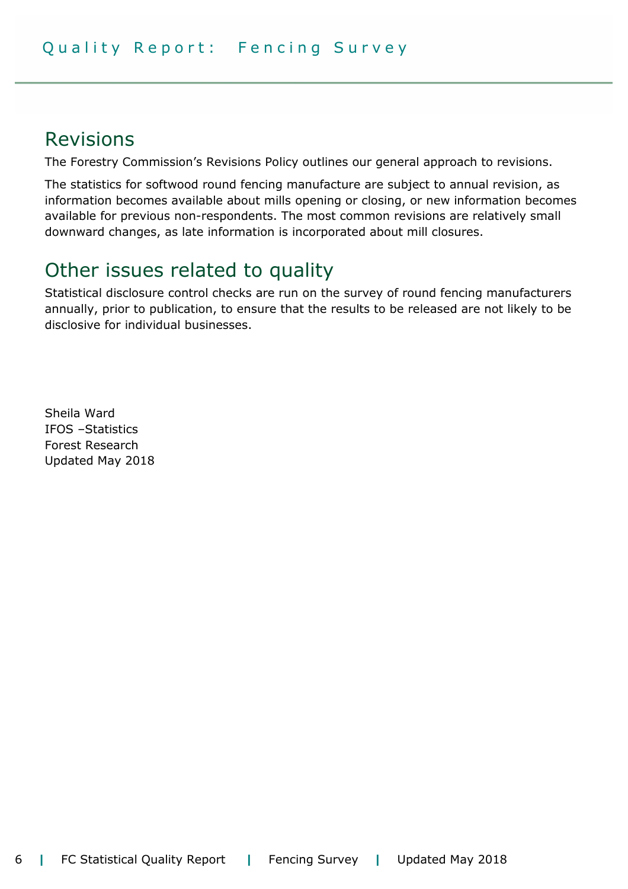## Revisions

The Forestry Commission’s Revisions Policy outlines our general approach to revisions.

The statistics for softwood round fencing manufacture are subject to annual revision, as information becomes available about mills opening or closing, or new information becomes available for previous non-respondents. The most common revisions are relatively small downward changes, as late information is incorporated about mill closures.

## Other issues related to quality

Statistical disclosure control checks are run on the survey of round fencing manufacturers annually, prior to publication, to ensure that the results to be released are not likely to be disclosive for individual businesses.

Sheila Ward  
IFOS –Statistics  
Forest Research  
Updated May 2018